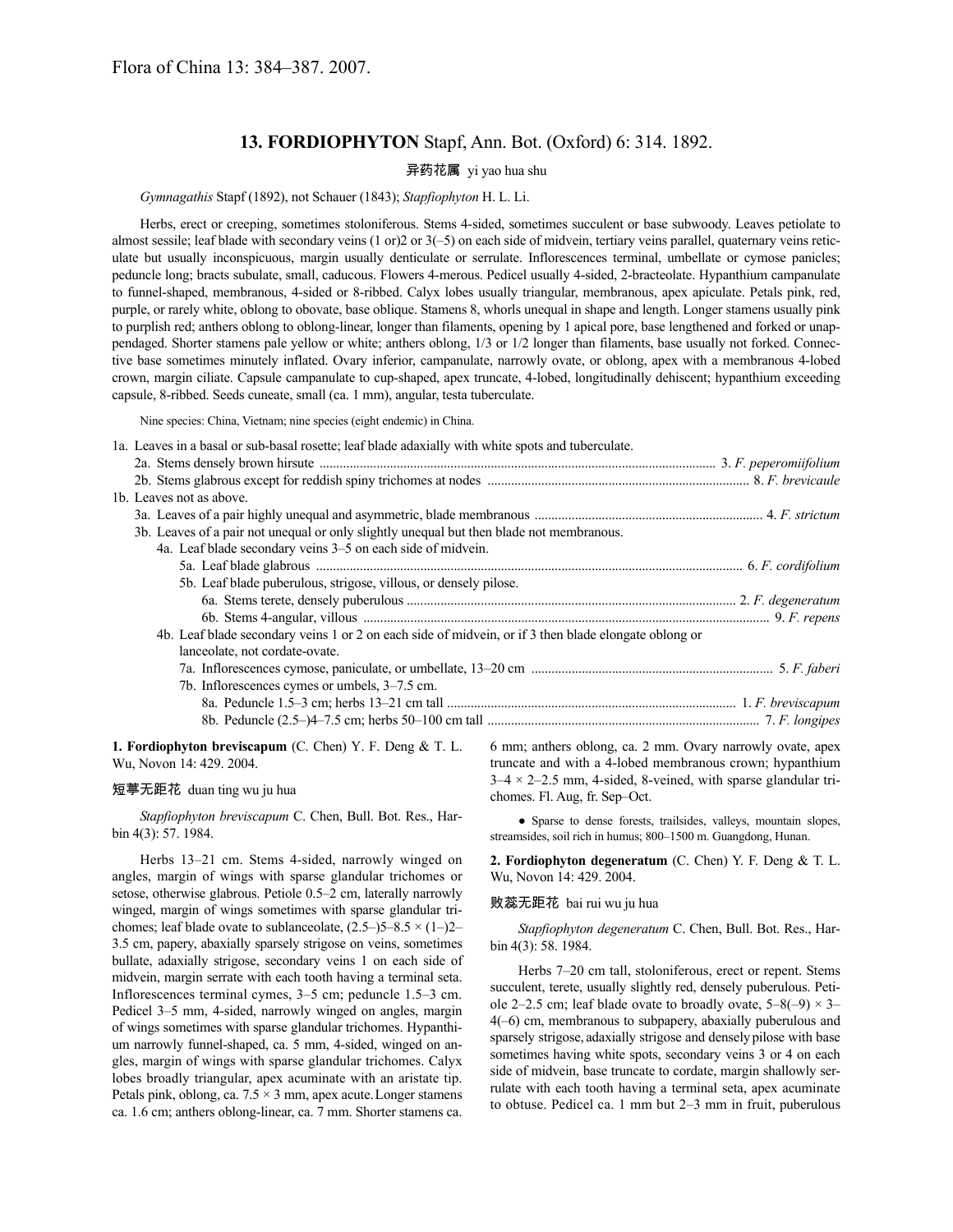Flora of China 13: 384–387. 2007.

## 13. FORDIOPHYTON Stapf, Ann. Bot. (Oxford) 6: 314. 1892.

异药花属 yi yao hua shu

*Gymnagathis* Stapf (1892), not Schauer (1843); *Stapfiophyton* H. L. Li.

Herbs, erect or creeping, sometimes stoloniferous. Stems 4-sided, sometimes succulent or base subwoody. Leaves petiolate to almost sessile; leaf blade with secondary veins (1 or)2 or 3(–5) on each side of midvein, tertiary veins parallel, quaternary veins reticulate but usually inconspicuous, margin usually denticulate or serrulate. Inflorescences terminal, umbellate or cymose panicles; peduncle long; bracts subulate, small, caducous. Flowers 4-merous. Pedicel usually 4-sided, 2-bracteolate. Hypanthium campanulate to funnel-shaped, membranous, 4-sided or 8-ribbed. Calyx lobes usually triangular, membranous, apex apiculate. Petals pink, red, purple, or rarely white, oblong to obovate, base oblique. Stamens 8, whorls unequal in shape and length. Longer stamens usually pink to purplish red; anthers oblong to oblong-linear, longer than filaments, opening by 1 apical pore, base lengthened and forked or unappendaged. Shorter stamens pale yellow or white; anthers oblong, 1/3 or 1/2 longer than filaments, base usually not forked. Connective base sometimes minutely inflated. Ovary inferior, campanulate, narrowly ovate, or oblong, apex with a membranous 4-lobed crown, margin ciliate. Capsule campanulate to cup-shaped, apex truncate, 4-lobed, longitudinally dehiscent; hypanthium exceeding capsule, 8-ribbed. Seeds cuneate, small (ca. 1 mm), angular, testa tuberculate.

Nine species: China, Vietnam; nine species (eight endemic) in China.

1a. Leaves in a basal or sub-basal rosette; leaf blade adaxially with white spots and tuberculate.
  2a. Stems densely brown hirsute .......... 3. *F. peperomiifolium*
  2b. Stems glabrous except for reddish spiny trichomes at nodes .......... 8. *F. brevicaule*
1b. Leaves not as above.
  3a. Leaves of a pair highly unequal and asymmetric, blade membranous .......... 4. *F. strictum*
  3b. Leaves of a pair not unequal or only slightly unequal but then blade not membranous.
    4a. Leaf blade secondary veins 3–5 on each side of midvein.
      5a. Leaf blade glabrous .......... 6. *F. cordifolium*
      5b. Leaf blade puberulous, strigose, villous, or densely pilose.
        6a. Stems terete, densely puberulous .......... 2. *F. degeneratum*
        6b. Stems 4-angular, villous .......... 9. *F. repens*
    4b. Leaf blade secondary veins 1 or 2 on each side of midvein, or if 3 then blade elongate oblong or lanceolate, not cordate-ovate.
      7a. Inflorescences cymose, paniculate, or umbellate, 13–20 cm .......... 5. *F. faberi*
      7b. Inflorescences cymes or umbels, 3–7.5 cm.
        8a. Peduncle 1.5–3 cm; herbs 13–21 cm tall .......... 1. *F. breviscapum*
        8b. Peduncle (2.5–)4–7.5 cm; herbs 50–100 cm tall .......... 7. *F. longipes*

**1. Fordiophyton breviscapum** (C. Chen) Y. F. Deng & T. L. Wu, Novon 14: 429. 2004.

短葶无距花 duan ting wu ju hua

*Stapfiophyton breviscapum* C. Chen, Bull. Bot. Res., Harbin 4(3): 57. 1984.

Herbs 13–21 cm. Stems 4-sided, narrowly winged on angles, margin of wings with sparse glandular trichomes or setose, otherwise glabrous. Petiole 0.5–2 cm, laterally narrowly winged, margin of wings sometimes with sparse glandular trichomes; leaf blade ovate to sublanceolate, (2.5–)5–8.5 × (1–)2–3.5 cm, papery, abaxially sparsely strigose on veins, sometimes bullate, adaxially strigose, secondary veins 1 on each side of midvein, margin serrate with each tooth having a terminal seta. Inflorescences terminal cymes, 3–5 cm; peduncle 1.5–3 cm. Pedicel 3–5 mm, 4-sided, narrowly winged on angles, margin of wings sometimes with sparse glandular trichomes. Hypanthium narrowly funnel-shaped, ca. 5 mm, 4-sided, winged on angles, margin of wings with sparse glandular trichomes. Calyx lobes broadly triangular, apex acuminate with an aristate tip. Petals pink, oblong, ca. 7.5 × 3 mm, apex acute. Longer stamens ca. 1.6 cm; anthers oblong-linear, ca. 7 mm. Shorter stamens ca. 6 mm; anthers oblong, ca. 2 mm. Ovary narrowly ovate, apex truncate and with a 4-lobed membranous crown; hypanthium 3–4 × 2–2.5 mm, 4-sided, 8-veined, with sparse glandular trichomes. Fl. Aug, fr. Sep–Oct.

● Sparse to dense forests, trailsides, valleys, mountain slopes, streamsides, soil rich in humus; 800–1500 m. Guangdong, Hunan.

**2. Fordiophyton degeneratum** (C. Chen) Y. F. Deng & T. L. Wu, Novon 14: 429. 2004.

败蕊无距花 bai rui wu ju hua

*Stapfiophyton degeneratum* C. Chen, Bull. Bot. Res., Harbin 4(3): 58. 1984.

Herbs 7–20 cm tall, stoloniferous, erect or repent. Stems succulent, terete, usually slightly red, densely puberulous. Petiole 2–2.5 cm; leaf blade ovate to broadly ovate, 5–8(–9) × 3–4(–6) cm, membranous to subpapery, abaxially puberulous and sparsely strigose, adaxially strigose and densely pilose with base sometimes having white spots, secondary veins 3 or 4 on each side of midvein, base truncate to cordate, margin shallowly serrulate with each tooth having a terminal seta, apex acuminate to obtuse. Pedicel ca. 1 mm but 2–3 mm in fruit, puberulous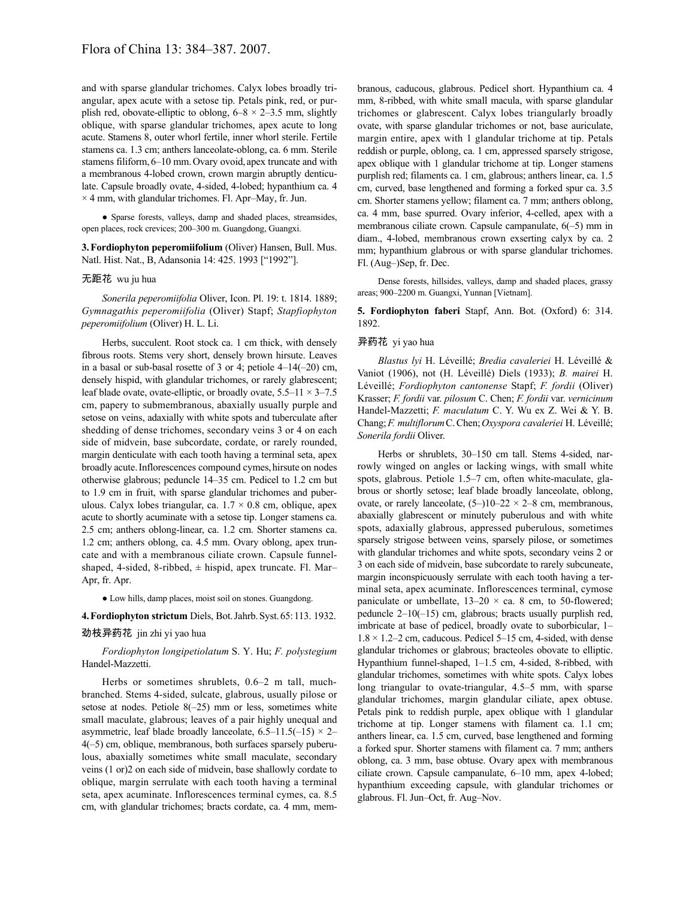and with sparse glandular trichomes. Calyx lobes broadly triangular, apex acute with a setose tip. Petals pink, red, or purplish red, obovate-elliptic to oblong, 6–8 × 2–3.5 mm, slightly oblique, with sparse glandular trichomes, apex acute to long acute. Stamens 8, outer whorl fertile, inner whorl sterile. Fertile stamens ca. 1.3 cm; anthers lanceolate-oblong, ca. 6 mm. Sterile stamens filiform, 6–10 mm. Ovary ovoid, apex truncate and with a membranous 4-lobed crown, crown margin abruptly denticulate. Capsule broadly ovate, 4-sided, 4-lobed; hypanthium ca. 4 × 4 mm, with glandular trichomes. Fl. Apr–May, fr. Jun.

● Sparse forests, valleys, damp and shaded places, streamsides, open places, rock crevices; 200–300 m. Guangdong, Guangxi.

**3. Fordiophyton peperomiifolium** (Oliver) Hansen, Bull. Mus. Natl. Hist. Nat., B, Adansonia 14: 425. 1993 ["1992"].

无距花 wu ju hua

*Sonerila peperomiifolia* Oliver, Icon. Pl. 19: t. 1814. 1889; *Gymnagathis peperomiifolia* (Oliver) Stapf; *Stapfiophyton peperomiifolium* (Oliver) H. L. Li.

Herbs, succulent. Root stock ca. 1 cm thick, with densely fibrous roots. Stems very short, densely brown hirsute. Leaves in a basal or sub-basal rosette of 3 or 4; petiole 4–14(–20) cm, densely hispid, with glandular trichomes, or rarely glabrescent; leaf blade ovate, ovate-elliptic, or broadly ovate, 5.5–11 × 3–7.5 cm, papery to submembranous, abaxially usually purple and setose on veins, adaxially with white spots and tuberculate after shedding of dense trichomes, secondary veins 3 or 4 on each side of midvein, base subcordate, cordate, or rarely rounded, margin denticulate with each tooth having a terminal seta, apex broadly acute. Inflorescences compound cymes, hirsute on nodes otherwise glabrous; peduncle 14–35 cm. Pedicel to 1.2 cm but to 1.9 cm in fruit, with sparse glandular trichomes and puberulous. Calyx lobes triangular, ca. 1.7 × 0.8 cm, oblique, apex acute to shortly acuminate with a setose tip. Longer stamens ca. 2.5 cm; anthers oblong-linear, ca. 1.2 cm. Shorter stamens ca. 1.2 cm; anthers oblong, ca. 4.5 mm. Ovary oblong, apex truncate and with a membranous ciliate crown. Capsule funnel-shaped, 4-sided, 8-ribbed, ± hispid, apex truncate. Fl. Mar–Apr, fr. Apr.

● Low hills, damp places, moist soil on stones. Guangdong.

**4. Fordiophyton strictum** Diels, Bot. Jahrb. Syst. 65: 113. 1932.

劲枝异药花 jin zhi yi yao hua

*Fordiophyton longipetiolatum* S. Y. Hu; *F. polystegium* Handel-Mazzetti.

Herbs or sometimes shrublets, 0.6–2 m tall, much-branched. Stems 4-sided, sulcate, glabrous, usually pilose or setose at nodes. Petiole 8(–25) mm or less, sometimes white small maculate, glabrous; leaves of a pair highly unequal and asymmetric, leaf blade broadly lanceolate, 6.5–11.5(–15) × 2–4(–5) cm, oblique, membranous, both surfaces sparsely puberulous, abaxially sometimes white small maculate, secondary veins (1 or)2 on each side of midvein, base shallowly cordate to oblique, margin serrulate with each tooth having a terminal seta, apex acuminate. Inflorescences terminal cymes, ca. 8.5 cm, with glandular trichomes; bracts cordate, ca. 4 mm, membranous, caducous, glabrous. Pedicel short. Hypanthium ca. 4 mm, 8-ribbed, with white small macula, with sparse glandular trichomes or glabrescent. Calyx lobes triangularly broadly ovate, with sparse glandular trichomes or not, base auriculate, margin entire, apex with 1 glandular trichome at tip. Petals reddish or purple, oblong, ca. 1 cm, appressed sparsely strigose, apex oblique with 1 glandular trichome at tip. Longer stamens purplish red; filaments ca. 1 cm, glabrous; anthers linear, ca. 1.5 cm, curved, base lengthened and forming a forked spur ca. 3.5 cm. Shorter stamens yellow; filament ca. 7 mm; anthers oblong, ca. 4 mm, base spurred. Ovary inferior, 4-celled, apex with a membranous ciliate crown. Capsule campanulate, 6(–5) mm in diam., 4-lobed, membranous crown exserting calyx by ca. 2 mm; hypanthium glabrous or with sparse glandular trichomes. Fl. (Aug–)Sep, fr. Dec.

Dense forests, hillsides, valleys, damp and shaded places, grassy areas; 900–2200 m. Guangxi, Yunnan [Vietnam].

**5. Fordiophyton faberi** Stapf, Ann. Bot. (Oxford) 6: 314. 1892.

异药花 yi yao hua

*Blastus lyi* H. Léveillé; *Bredia cavaleriei* H. Léveillé & Vaniot (1906), not (H. Léveillé) Diels (1933); *B. mairei* H. Léveillé; *Fordiophyton cantonense* Stapf; *F. fordii* (Oliver) Krasser; *F. fordii* var. *pilosum* C. Chen; *F. fordii* var. *vernicinum* Handel-Mazzetti; *F. maculatum* C. Y. Wu ex Z. Wei & Y. B. Chang; *F. multiflorum* C. Chen; *Oxyspora cavaleriei* H. Léveillé; *Sonerila fordii* Oliver.

Herbs or shrublets, 30–150 cm tall. Stems 4-sided, narrowly winged on angles or lacking wings, with small white spots, glabrous. Petiole 1.5–7 cm, often white-maculate, glabrous or shortly setose; leaf blade broadly lanceolate, oblong, ovate, or rarely lanceolate, (5–)10–22 × 2–8 cm, membranous, abaxially glabrescent or minutely puberulous and with white spots, adaxially glabrous, appressed puberulous, sometimes sparsely strigose between veins, sparsely pilose, or sometimes with glandular trichomes and white spots, secondary veins 2 or 3 on each side of midvein, base subcordate to rarely subcuneate, margin inconspicuously serrulate with each tooth having a terminal seta, apex acuminate. Inflorescences terminal, cymose paniculate or umbellate, 13–20 × ca. 8 cm, to 50-flowered; peduncle 2–10(–15) cm, glabrous; bracts usually purplish red, imbricate at base of pedicel, broadly ovate to suborbicular, 1–1.8 × 1.2–2 cm, caducous. Pedicel 5–15 cm, 4-sided, with dense glandular trichomes or glabrous; bracteoles obovate to elliptic. Hypanthium funnel-shaped, 1–1.5 cm, 4-sided, 8-ribbed, with glandular trichomes, sometimes with white spots. Calyx lobes long triangular to ovate-triangular, 4.5–5 mm, with sparse glandular trichomes, margin glandular ciliate, apex obtuse. Petals pink to reddish purple, apex oblique with 1 glandular trichome at tip. Longer stamens with filament ca. 1.1 cm; anthers linear, ca. 1.5 cm, curved, base lengthened and forming a forked spur. Shorter stamens with filament ca. 7 mm; anthers oblong, ca. 3 mm, base obtuse. Ovary apex with membranous ciliate crown. Capsule campanulate, 6–10 mm, apex 4-lobed; hypanthium exceeding capsule, with glandular trichomes or glabrous. Fl. Jun–Oct, fr. Aug–Nov.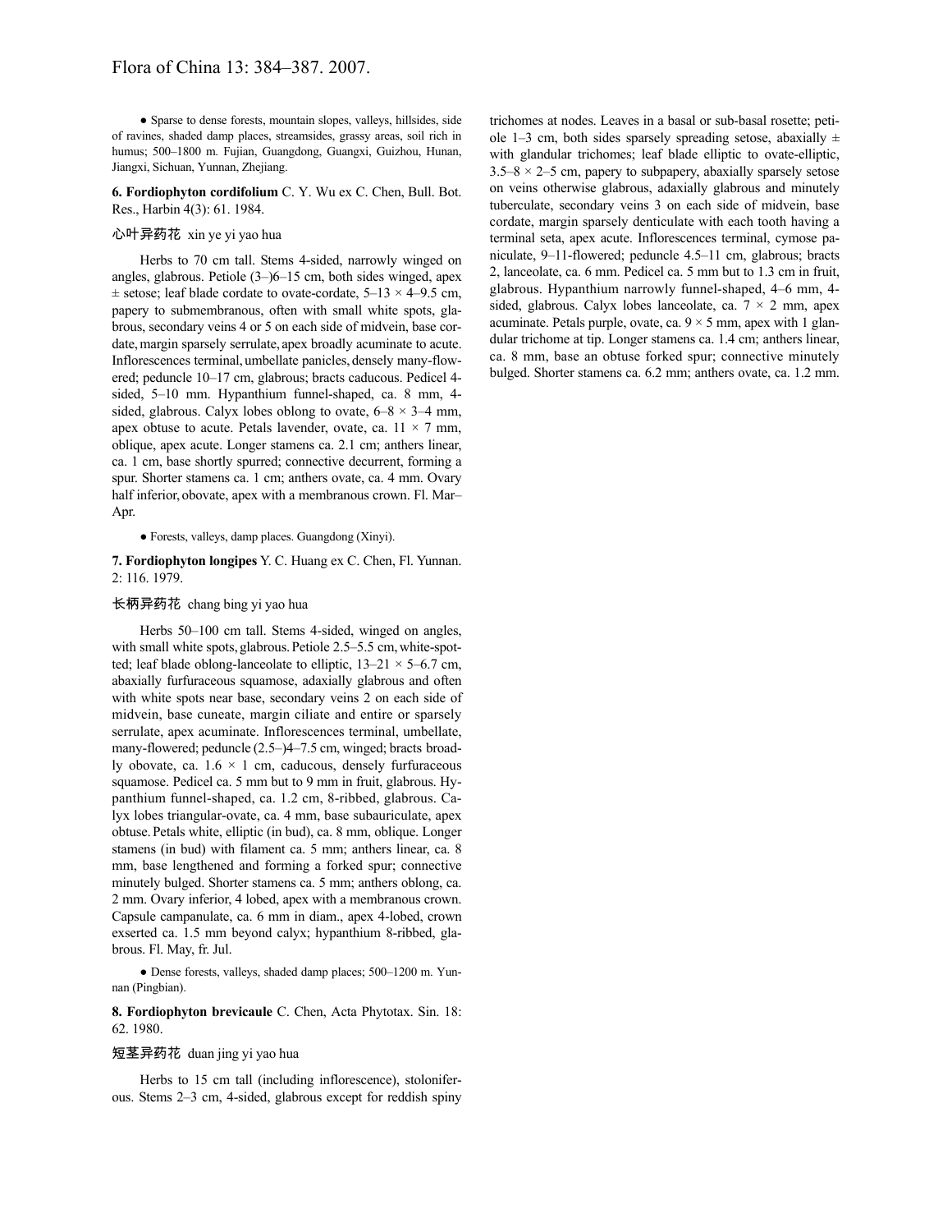● Sparse to dense forests, mountain slopes, valleys, hillsides, side of ravines, shaded damp places, streamsides, grassy areas, soil rich in humus; 500–1800 m. Fujian, Guangdong, Guangxi, Guizhou, Hunan, Jiangxi, Sichuan, Yunnan, Zhejiang.

**6. Fordiophyton cordifolium** C. Y. Wu ex C. Chen, Bull. Bot. Res., Harbin 4(3): 61. 1984.

心叶异药花 xin ye yi yao hua

Herbs to 70 cm tall. Stems 4-sided, narrowly winged on angles, glabrous. Petiole (3–)6–15 cm, both sides winged, apex ± setose; leaf blade cordate to ovate-cordate, 5–13 × 4–9.5 cm, papery to submembranous, often with small white spots, glabrous, secondary veins 4 or 5 on each side of midvein, base cordate, margin sparsely serrulate, apex broadly acuminate to acute. Inflorescences terminal, umbellate panicles, densely many-flowered; peduncle 10–17 cm, glabrous; bracts caducous. Pedicel 4-sided, 5–10 mm. Hypanthium funnel-shaped, ca. 8 mm, 4-sided, glabrous. Calyx lobes oblong to ovate, 6–8 × 3–4 mm, apex obtuse to acute. Petals lavender, ovate, ca. 11 × 7 mm, oblique, apex acute. Longer stamens ca. 2.1 cm; anthers linear, ca. 1 cm, base shortly spurred; connective decurrent, forming a spur. Shorter stamens ca. 1 cm; anthers ovate, ca. 4 mm. Ovary half inferior, obovate, apex with a membranous crown. Fl. Mar–Apr.

● Forests, valleys, damp places. Guangdong (Xinyi).

**7. Fordiophyton longipes** Y. C. Huang ex C. Chen, Fl. Yunnan. 2: 116. 1979.

长柄异药花 chang bing yi yao hua

Herbs 50–100 cm tall. Stems 4-sided, winged on angles, with small white spots, glabrous. Petiole 2.5–5.5 cm, white-spotted; leaf blade oblong-lanceolate to elliptic, 13–21 × 5–6.7 cm, abaxially furfuraceous squamose, adaxially glabrous and often with white spots near base, secondary veins 2 on each side of midvein, base cuneate, margin ciliate and entire or sparsely serrulate, apex acuminate. Inflorescences terminal, umbellate, many-flowered; peduncle (2.5–)4–7.5 cm, winged; bracts broadly obovate, ca. 1.6 × 1 cm, caducous, densely furfuraceous squamose. Pedicel ca. 5 mm but to 9 mm in fruit, glabrous. Hypanthium funnel-shaped, ca. 1.2 cm, 8-ribbed, glabrous. Calyx lobes triangular-ovate, ca. 4 mm, base subauriculate, apex obtuse. Petals white, elliptic (in bud), ca. 8 mm, oblique. Longer stamens (in bud) with filament ca. 5 mm; anthers linear, ca. 8 mm, base lengthened and forming a forked spur; connective minutely bulged. Shorter stamens ca. 5 mm; anthers oblong, ca. 2 mm. Ovary inferior, 4 lobed, apex with a membranous crown. Capsule campanulate, ca. 6 mm in diam., apex 4-lobed, crown exserted ca. 1.5 mm beyond calyx; hypanthium 8-ribbed, glabrous. Fl. May, fr. Jul.

● Dense forests, valleys, shaded damp places; 500–1200 m. Yunnan (Pingbian).

**8. Fordiophyton brevicaule** C. Chen, Acta Phytotax. Sin. 18: 62. 1980.

短茎异药花 duan jing yi yao hua

Herbs to 15 cm tall (including inflorescence), stoloniferous. Stems 2–3 cm, 4-sided, glabrous except for reddish spiny trichomes at nodes. Leaves in a basal or sub-basal rosette; petiole 1–3 cm, both sides sparsely spreading setose, abaxially ± with glandular trichomes; leaf blade elliptic to ovate-elliptic, 3.5–8 × 2–5 cm, papery to subpapery, abaxially sparsely setose on veins otherwise glabrous, adaxially glabrous and minutely tuberculate, secondary veins 3 on each side of midvein, base cordate, margin sparsely denticulate with each tooth having a terminal seta, apex acute. Inflorescences terminal, cymose paniculate, 9–11-flowered; peduncle 4.5–11 cm, glabrous; bracts 2, lanceolate, ca. 6 mm. Pedicel ca. 5 mm but to 1.3 cm in fruit, glabrous. Hypanthium narrowly funnel-shaped, 4–6 mm, 4-sided, glabrous. Calyx lobes lanceolate, ca. 7 × 2 mm, apex acuminate. Petals purple, ovate, ca. 9 × 5 mm, apex with 1 glandular trichome at tip. Longer stamens ca. 1.4 cm; anthers linear, ca. 8 mm, base an obtuse forked spur; connective minutely bulged. Shorter stamens ca. 6.2 mm; anthers ovate, ca. 1.2 mm.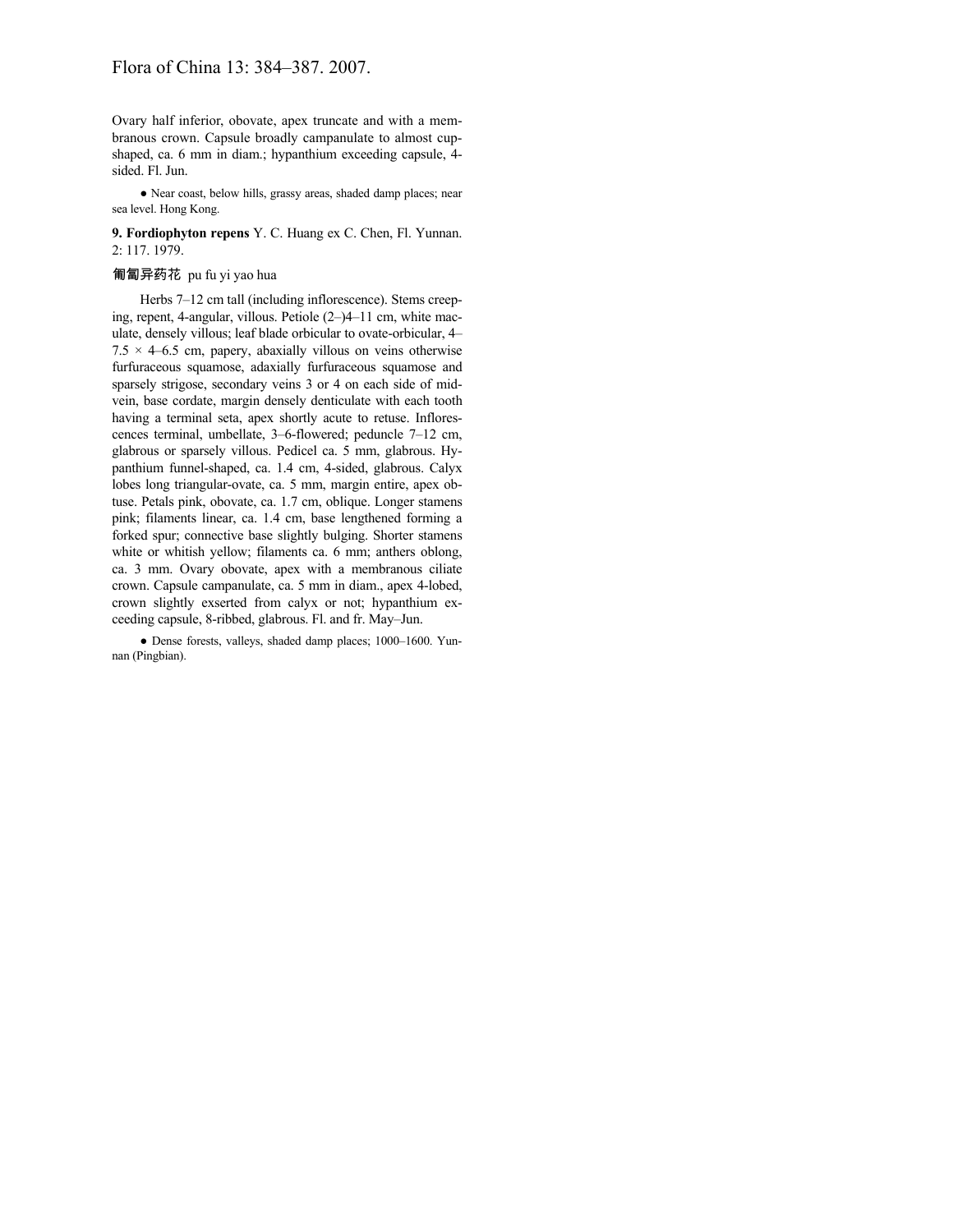Ovary half inferior, obovate, apex truncate and with a membranous crown. Capsule broadly campanulate to almost cup-shaped, ca. 6 mm in diam.; hypanthium exceeding capsule, 4-sided. Fl. Jun.

● Near coast, below hills, grassy areas, shaded damp places; near sea level. Hong Kong.

**9. Fordiophyton repens** Y. C. Huang ex C. Chen, Fl. Yunnan. 2: 117. 1979.

匍匐异药花 pu fu yi yao hua

Herbs 7–12 cm tall (including inflorescence). Stems creeping, repent, 4-angular, villous. Petiole (2–)4–11 cm, white maculate, densely villous; leaf blade orbicular to ovate-orbicular, 4–7.5 × 4–6.5 cm, papery, abaxially villous on veins otherwise furfuraceous squamose, adaxially furfuraceous squamose and sparsely strigose, secondary veins 3 or 4 on each side of midvein, base cordate, margin densely denticulate with each tooth having a terminal seta, apex shortly acute to retuse. Inflorescences terminal, umbellate, 3–6-flowered; peduncle 7–12 cm, glabrous or sparsely villous. Pedicel ca. 5 mm, glabrous. Hypanthium funnel-shaped, ca. 1.4 cm, 4-sided, glabrous. Calyx lobes long triangular-ovate, ca. 5 mm, margin entire, apex obtuse. Petals pink, obovate, ca. 1.7 cm, oblique. Longer stamens pink; filaments linear, ca. 1.4 cm, base lengthened forming a forked spur; connective base slightly bulging. Shorter stamens white or whitish yellow; filaments ca. 6 mm; anthers oblong, ca. 3 mm. Ovary obovate, apex with a membranous ciliate crown. Capsule campanulate, ca. 5 mm in diam., apex 4-lobed, crown slightly exserted from calyx or not; hypanthium exceeding capsule, 8-ribbed, glabrous. Fl. and fr. May–Jun.

● Dense forests, valleys, shaded damp places; 1000–1600. Yunnan (Pingbian).